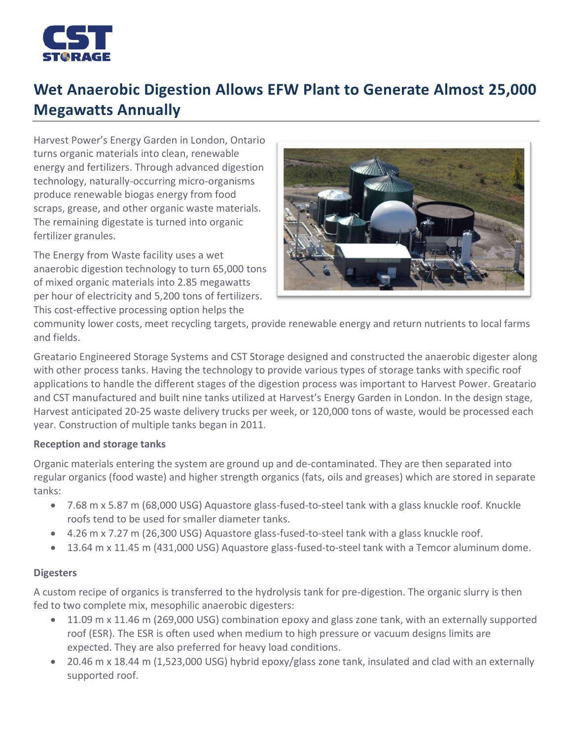# Wet Anaerobic Digestion Allows EFW Plant to Generate Almost 25,000 Megawatts Annually

Harvest Power's Energy Garden in London, Ontario turns organic materials into clean, renewable energy and fertilizers. Through advanced digestion technology, naturally-occurring micro-organisms produce renewable biogas energy from food scraps, grease, and other organic waste materials. The remaining digestate is turned into organic fertilizer granules.

The Energy from Waste facility uses a wet anaerobic digestion technology to turn 65,000 tons of mixed organic materials into 2.85 megawatts per hour of electricity and 5,200 tons of fertilizers. This cost-effective processing option helps the community lower costs, meet recycling targets, provide renewable energy and return nutrients to local farms and fields.

Greatario Engineered Storage Systems and CST Storage designed and constructed the anaerobic digester along with other process tanks. Having the technology to provide various types of storage tanks with specific roof applications to handle the different stages of the digestion process was important to Harvest Power. Greatario and CST manufactured and built nine tanks utilized at Harvest's Energy Garden in London. In the design stage, Harvest anticipated 20-25 waste delivery trucks per week, or 120,000 tons of waste, would be processed each year. Construction of multiple tanks began in 2011.

**Reception and storage tanks**

Organic materials entering the system are ground up and de-contaminated. They are then separated into regular organics (food waste) and higher strength organics (fats, oils and greases) which are stored in separate tanks:

- 7.68 m x 5.87 m (68,000 USG) Aquastore glass-fused-to-steel tank with a glass knuckle roof. Knuckle roofs tend to be used for smaller diameter tanks.
- 4.26 m x 7.27 m (26,300 USG) Aquastore glass-fused-to-steel tank with a glass knuckle roof.
- 13.64 m x 11.45 m (431,000 USG) Aquastore glass-fused-to-steel tank with a Temcor aluminum dome.

**Digesters**

A custom recipe of organics is transferred to the hydrolysis tank for pre-digestion. The organic slurry is then fed to two complete mix, mesophilic anaerobic digesters:

- 11.09 m x 11.46 m (269,000 USG) combination epoxy and glass zone tank, with an externally supported roof (ESR). The ESR is often used when medium to high pressure or vacuum designs limits are expected. They are also preferred for heavy load conditions.
- 20.46 m x 18.44 m (1,523,000 USG) hybrid epoxy/glass zone tank, insulated and clad with an externally supported roof.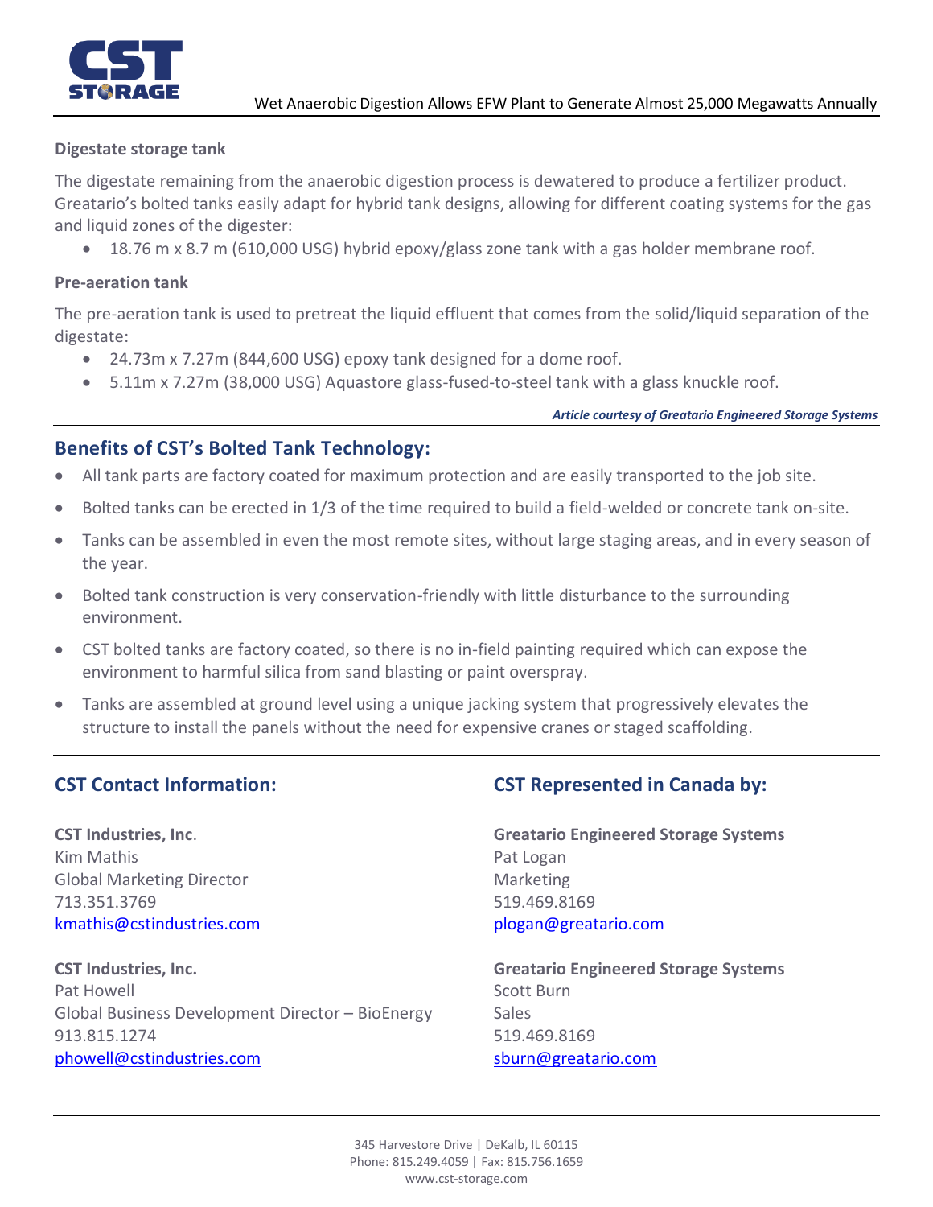**Digestate storage tank**

The digestate remaining from the anaerobic digestion process is dewatered to produce a fertilizer product. Greatario's bolted tanks easily adapt for hybrid tank designs, allowing for different coating systems for the gas and liquid zones of the digester:

- 18.76 m x 8.7 m (610,000 USG) hybrid epoxy/glass zone tank with a gas holder membrane roof.

**Pre-aeration tank**

The pre-aeration tank is used to pretreat the liquid effluent that comes from the solid/liquid separation of the digestate:

- 24.73m x 7.27m (844,600 USG) epoxy tank designed for a dome roof.
- 5.11m x 7.27m (38,000 USG) Aquastore glass-fused-to-steel tank with a glass knuckle roof.

***Article courtesy of Greatario Engineered Storage Systems***

## Benefits of CST's Bolted Tank Technology:

- All tank parts are factory coated for maximum protection and are easily transported to the job site.
- Bolted tanks can be erected in 1/3 of the time required to build a field-welded or concrete tank on-site.
- Tanks can be assembled in even the most remote sites, without large staging areas, and in every season of the year.
- Bolted tank construction is very conservation-friendly with little disturbance to the surrounding environment.
- CST bolted tanks are factory coated, so there is no in-field painting required which can expose the environment to harmful silica from sand blasting or paint overspray.
- Tanks are assembled at ground level using a unique jacking system that progressively elevates the structure to install the panels without the need for expensive cranes or staged scaffolding.

## CST Contact Information:

**CST Industries, Inc**.
Kim Mathis
Global Marketing Director
713.351.3769
kmathis@cstindustries.com

**CST Industries, Inc.**
Pat Howell
Global Business Development Director – BioEnergy
913.815.1274
phowell@cstindustries.com

## CST Represented in Canada by:

**Greatario Engineered Storage Systems**
Pat Logan
Marketing
519.469.8169
plogan@greatario.com

**Greatario Engineered Storage Systems**
Scott Burn
Sales
519.469.8169
sburn@greatario.com

345 Harvestore Drive | DeKalb, IL 60115
Phone: 815.249.4059 | Fax: 815.756.1659
www.cst-storage.com